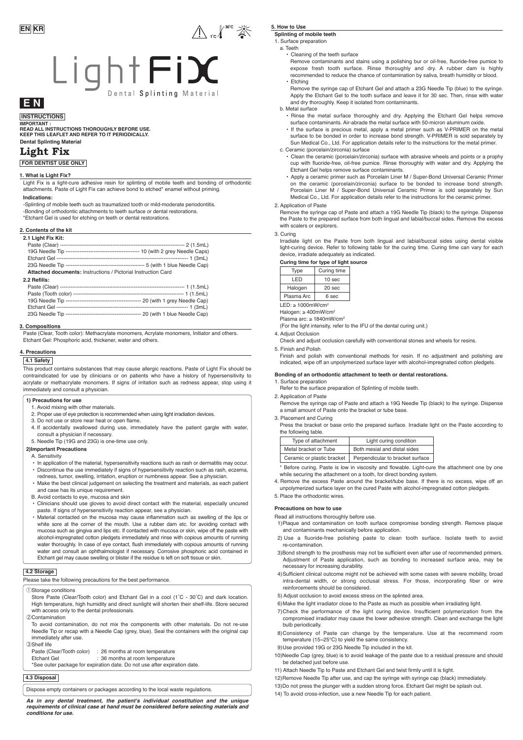EN KR

# Light Fix

Dental Splinting Material

**EN**

**INSTRUCTIONS**

**IMPORTANT :**
**READ ALL INSTRUCTIONS THOROUGHLY BEFORE USE.**
**KEEP THIS LEAFLET AND REFER TO IT PERIODICALLY.**

**Dental Splinting Material**

# Light Fix

**FOR DENTIST USE ONLY**

## 1. What is Light Fix?

Light Fix is a light-cure adhesive resin for splinting of mobile teeth and bonding of orthodontic attachments. Paste of Light Fix can achieve bond to etched* enamel without priming.

**Indications:**

-Splinting of mobile teeth such as traumatized tooth or mild-moderate periodontitis.
-Bonding of orthodontic attachments to teeth surface or dental restorations.
*Etchant Gel is used for etching on teeth or dental restorations.

## 2. Contents of the kit

**2.1 Light Fix Kit:**

Paste (Clear) ---------- 2 (1.5mL)
19G Needle Tip ---------- 10 (with 2 grey Needle Caps)
Etchant Gel ---------- 1 (3mL)
23G Needle Tip ---------- 5 (with 1 blue Needle Cap)
**Attached documents:** Instructions / Pictorial Instruction Card

**2.2 Refills:**

Paste (Clear) ---------- 1 (1.5mL)
Paste (Tooth color) ---------- 1 (1.5mL)
19G Needle Tip ---------- 20 (with 1 grey Needle Cap)
Etchant Gel ---------- 1 (3mL)
23G Needle Tip ---------- 20 (with 1 blue Needle Cap)

## 3. Compositions

Paste (Clear, Tooth color): Methacrylate monomers, Acrylate monomers, Initiator and others.
Etchant Gel: Phosphoric acid, thickener, water and others.

## 4. Precautions

### 4.1 Safety

This product contains substances that may cause allergic reactions. Paste of Light Fix should be contraindicated for use by clinicians or on patients who have a history of hypersensitivity to acrylate or methacrylate monomers. If signs of irritation such as redness appear, stop using it immediately and consult a physician.

**1) Precautions for use**

1. Avoid mixing with other materials.
2. Proper use of eye protection is recommended when using light irradiation devices.
3. Do not use or store near heat or open flame.
4. If accidentally swallowed during use, immediately have the patient gargle with water, consult a physician if necessary.
5. Needle Tip (19G and 23G) is one-time use only.

**2)Important Precautions**

A. Sensitivity

- In application of the material, hypersensitivity reactions such as rash or dermatitis may occur.
- Discontinue the use immediately if signs of hypersensitivity reaction such as rash, eczema, redness, tumor, swelling, irritation, eruption or numbness appear. See a physician.
- Make the best clinical judgement on selecting the treatment and materials, as each patient and case has its unique requirement.

B. Avoid contacts to eye, mucosa and skin

- Clinicians should use gloves to avoid direct contact with the material, especially uncured paste. If signs of hypersensitivity reaction appear, see a physician.
- Material contacted on the mucosa may cause inflammation such as swelling of the lips or white sore at the corner of the mouth. Use a rubber dam etc. for avoiding contact with mucosa such as gingiva and lips etc. If contacted with mucosa or skin, wipe off the paste with alcohol-impregnated cotton pledgets immediately and rinse with copious amounts of running water thoroughly. In case of eye contact, flush immediately with copious amounts of running water and consult an ophthalmologist if necessary. Corrosive phosphoric acid contained in Etchant gel may cause swelling or blister if the residue is left on soft tissue or skin.

### 4.2 Storage

Please take the following precautions for the best performance.

①Storage conditions
Store Paste (Clear/Tooth color) and Etchant Gel in a cool (1˚C - 30˚C) and dark location. High temperature, high humidity and direct sunlight will shorten their shelf-life. Store secured with access only to the dental professionals.

②Contamination
To avoid contamination, do not mix the components with other materials. Do not re-use Needle Tip or recap with a Needle Cap (grey, blue). Seal the containers with the original cap immediately after use.

③Shelf life
Paste (Clear/Tooth color) : 26 months at room temperature
Etchant Gel : 36 months at room temperature
*See outer package for expiration date. Do not use after expiration date.

### 4.3 Disposal

Dispose empty containers or packages according to the local waste regulations.

***As in any dental treatment, the patient's individual constitution and the unique requirements of clinical case at hand must be considered before selecting materials and conditions for use.***

## 5. How to Use

### Splinting of mobile teeth

1. Surface preparation

a. Teeth

- Cleaning of the teeth surface
  Remove contaminants and stains using a polishing bur or oil-free, fluoride-free pumice to expose fresh tooth surface. Rinse thoroughly and dry. A rubber dam is highly recommended to reduce the chance of contamination by saliva, breath humidity or blood.
- Etching
  Remove the syringe cap of Etchant Gel and attach a 23G Needle Tip (blue) to the syringe. Apply the Etchant Gel to the tooth surface and leave it for 30 sec. Then, rinse with water and dry thoroughly. Keep it isolated from contaminants.

b. Metal surface

- Rinse the metal surface thoroughly and dry. Applying the Etchant Gel helps remove surface contaminants. Air-abrade the metal surface with 50-micron aluminum oxide.
- If the surface is precious metal, apply a metal primer such as V-PRIMER on the metal surface to be bonded in order to increase bond strength. V-PRIMER is sold separately by Sun Medical Co., Ltd. For application details refer to the instructions for the metal primer.

c. Ceramic (porcelain/zirconia) surface

- Clean the ceramic (porcelain/zirconia) surface with abrasive wheels and points or a prophy cup with fluoride-free, oil-free pumice. Rinse thoroughly with water and dry. Applying the Etchant Gel helps remove surface contaminants.
- Apply a ceramic primer such as Porcelain Liner M / Super-Bond Universal Ceramic Primer on the ceramic (porcelain/zirconia) surface to be bonded to increase bond strength. Porcelain Liner M / Super-Bond Universal Ceramic Primer is sold separately by Sun Medical Co., Ltd. For application details refer to the instructions for the ceramic primer.

2. Application of Paste
Remove the syringe cap of Paste and attach a 19G Needle Tip (black) to the syringe. Dispense the Paste to the prepared surface from both lingual and labial/buccal sides. Remove the excess with scalers or explorers.

3. Curing
Irradiate light on the Paste from both lingual and labial/buccal sides using dental visible light-curing device. Refer to following table for the curing time. Curing time can vary for each device, irradiate adequately as indicated.

**Curing time for type of light source**

| Type | Curing time |
|---|---|
| LED | 10 sec |
| Halogen | 20 sec |
| Plasma Arc | 6 sec |

LED: ≥ 1000mW/cm²
Halogen: ≥ 400mW/cm²
Plasma arc: ≥ 1840mW/cm²
(For the light intensity, refer to the IFU of the dental curing unit.)

4. Adjust Occlusion
Check and adjust occlusion carefully with conventional stones and wheels for resins.

5. Finish and Polish
Finish and polish with conventional methods for resin. If no adjustment and polishing are indicated, wipe off an unpolymerized surface layer with alcohol-impregnated cotton pledgets.

### Bonding of an orthodontic attachment to teeth or dental restorations.

1. Surface preparation
Refer to the surface preparation of Splinting of mobile teeth.

2. Application of Paste
Remove the syringe cap of Paste and attach a 19G Needle Tip (black) to the syringe. Dispense a small amount of Paste onto the bracket or tube base.

3. Placement and Curing
Press the bracket or base onto the prepared surface. Irradiate light on the Paste according to the following table.

| Type of attachment | Light curing condition |
|---|---|
| Metal bracket or Tube | Both mesial and distal sides |
| Ceramic or plastic bracket | Perpendicular to bracket surface |

\* Before curing, Paste is low in viscosity and flowable. Light-cure the attachment one by one while securing the attachment on a tooth, for direct bonding system.

4. Remove the excess Paste around the bracket/tube base. If there is no excess, wipe off an unpolymerized surface layer on the cured Paste with alcohol-impregnated cotton pledgets.

5. Place the orthodontic wires.

### Precautions on how to use

Read all instructions thoroughly before use.

1) Plaque and contamination on tooth surface compromise bonding strength. Remove plaque and contaminants mechanically before application.
2) Use a fluoride-free polishing paste to clean tooth surface. Isolate teeth to avoid re-contamination.
3) Bond strength to the prosthesis may not be sufficient even after use of recommended primers. Adjustment of Paste application, such as bonding to increased surface area, may be necessary for increasing durability.
4) Sufficient clinical outcome might not be achieved with some cases with severe mobility, broad intra-dental width, or strong occlusal stress. For those, incorporating fiber or wire reinforcements should be considered.
5) Adjust occlusion to avoid excess stress on the splinted area.
6) Make the light irradiator close to the Paste as much as possible when irradiating light.
7) Check the performance of the light curing device. Insufficient polymerization from the compromised irradiator may cause the lower adhesive strength. Clean and exchange the light bulb periodically.
8) Consistency of Paste can change by the temperature. Use at the recommend room temperature (15~25˚C) to yield the same consistency.
9) Use provided 19G or 23G Needle Tip included in the kit.
10) Needle Cap (grey, blue) is to avoid leakage of the paste due to a residual pressure and should be detached just before use.
11) Attach Needle Tip to Paste and Etchant Gel and twist firmly until it is tight.
12) Remove Needle Tip after use, and cap the syringe with syringe cap (black) immediately.
13) Do not press the plunger with a sudden strong force. Etchant Gel might be splash out.
14) To avoid cross-infection, use a new Needle Tip for each patient.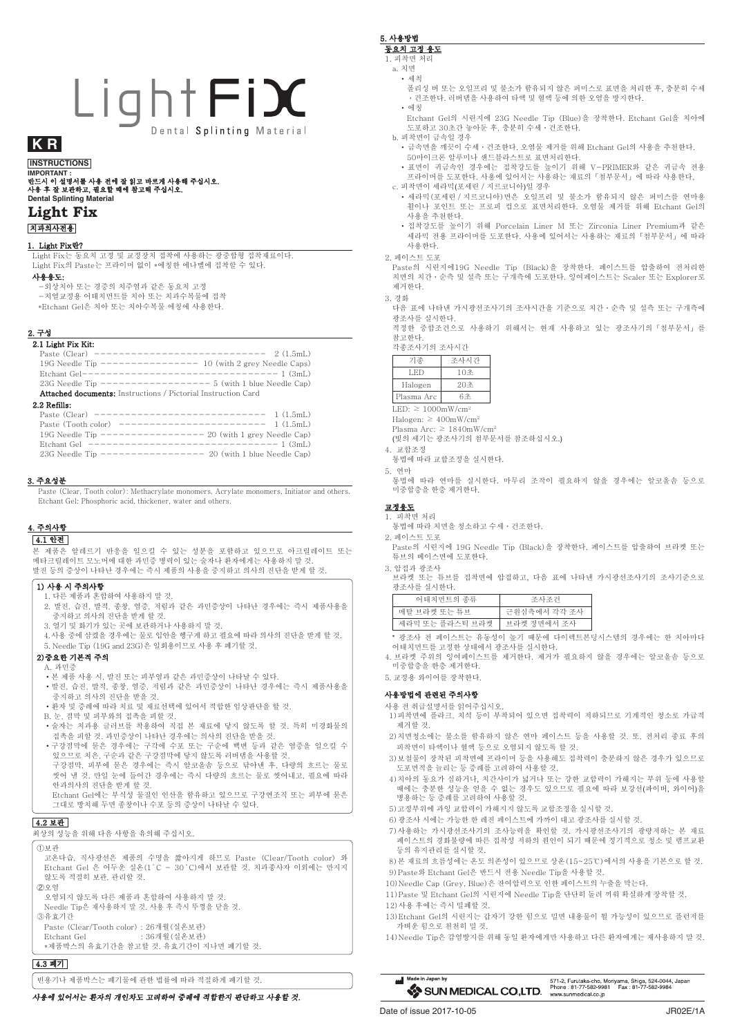# LightFix

Dental Splinting Material

**KR**

**INSTRUCTIONS**

**IMPORTANT :**
**반드시 이 설명서를 사용 전에 잘 읽고 바르게 사용해 주십시오.**
**사용 후 잘 보관하고, 필요할 때에 참고해 주십시오.**
**Dental Splinting Material**

# Light Fix

**치과의사전용**

## 1. Light Fix란?

Light Fix는 동요치 고정 및 교정장치 접착에 사용하는 광중합형 접착재료이다.
Light Fix의 Paste는 프라이머 없이 *에칭한 에나멜에 접착할 수 있다.

**사용용도:**

－외상치아 또는 경증의 치주염과 같은 동요치 고정
－치열교정용 어태치먼트를 치아 또는 치과수복물에 접착
*Etchant Gel은 치아 또는 치아수복물 에칭에 사용한다.

## 2. 구성

**2.1 Light Fix Kit:**

Paste (Clear) ---------------------------- 2 (1.5mL)
19G Needle Tip ---------------- 10 (with 2 grey Needle Caps)
Etchant Gel---------------------------------- 1 (3mL)
23G Needle Tip ------------------ 5 (with 1 blue Needle Cap)
**Attached documents:** Instructions / Pictorial Instruction Card

**2.2 Refills:**

Paste (Clear) ---------------------------- 1 (1.5mL)
Paste (Tooth color) ----------------------- 1 (1.5mL)
19G Needle Tip ------------------ 20 (with 1 grey Needle Cap)
Etchant Gel --------------------------------- 1 (3mL)
23G Needle Tip ----------------- 20 (with 1 blue Needle Cap)

## 3. 주요성분

Paste (Clear, Tooth color): Methacrylate monomers, Acrylate monomers, Initiator and others.
Etchant Gel: Phosphoric acid, thickener, water and others.

## 4. 주의사항

### 4.1 안전

본 제품은 알레르기 반응을 일으킬 수 있는 성분을 포함하고 있으므로 아크릴레이트 또는 메타크릴레이트 모노머에 대한 과민증 병력이 있는 술자나 환자에게는 사용하지 말 것.
발진 등의 증상이 나타난 경우에는 즉시 제품의 사용을 중지하고 의사의 진단을 받게 할 것.

#### 1) 사용 시 주의사항

1. 다른 제품과 혼합하여 사용하지 말 것.
2. 발진, 습진, 발적, 종창, 염증, 저림과 같은 과민증상이 나타난 경우에는 즉시 제품사용을 중지하고 의사의 진단을 받게 할 것.
3. 열기 및 화기가 있는 곳에 보관하거나 사용하지 말 것.
4. 사용 중에 삼켰을 경우에는 물로 입안을 헹구게 하고 필요에 따라 의사의 진단을 받게 할 것.
5. Needle Tip (19G and 23G)은 일회용이므로 사용 후 폐기할 것.

#### 2)중요한 기본적 주의

A. 과민증

- 본 제품 사용 시, 발진 또는 피부염과 같은 과민증상이 나타날 수 있다.
- 발진, 습진, 발적, 종창, 염증, 저림과 같은 과민증상이 나타난 경우에는 즉시 제품사용을 중지하고 의사의 진단을 받을 것.
- 환자 및 증례에 따라 치료 및 재료선택에 있어서 적합한 임상판단을 할 것.

B. 눈, 점막 및 피부와의 접촉을 피할 것.

- 술자는 치과용 글러브를 착용하여 직접 본 재료에 닿지 않도록 할 것. 특히 미경화물의 접촉을 피할 것. 과민증상이 나타난 경우에는 의사의 진단을 받을 것.
- 구강점막에 묻은 경우에는 구강에 수포 또는 구순에 백변 등과 같은 염증을 일으킬 수 있으므로 치은, 구순과 같은 구강점막에 닿지 않도록 러버댐을 사용할 것.
  구강점막, 피부에 묻은 경우에는 즉시 알코올솜 등으로 닦아낸 후, 다량의 흐르는 물로 씻어 낼 것. 만일 눈에 들어간 경우에는 즉시 다량의 흐르는 물로 씻어내고, 필요에 따라 안과의사의 진단을 받게 할 것.
  Etchant Gel에는 부식성 물질인 인산을 함유하고 있으므로 구강연조직 또는 피부에 묻은 그대로 방치해 두면 종창이나 수포 등의 증상이 나타날 수 있다.

### 4.2 보관

최상의 성능을 위해 다음 사항을 유의해 주십시오.

①보관
고온다습, 직사광선은 제품의 수명을 짧아지게 하므로 Paste (Clear/Tooth color) 와 Etchant Gel 은 어두운 실온(1˚C – 30˚C)에서 보관할 것. 치과종사자 이외에는 만지지 않도록 적절히 보관, 관리할 것.

②오염
오염되지 않도록 다른 제품과 혼합하여 사용하지 말 것.
Needle Tip은 재사용하지 말 것. 사용 후 즉시 뚜껑을 닫을 것.

③유효기간
Paste (Clear/Tooth color) : 26개월(실온보관)
Etchant Gel : 36개월(실온보관)
*제품박스의 유효기간을 참고할 것. 유효기간이 지나면 폐기할 것.

### 4.3 폐기

빈용기나 제품박스는 폐기물에 관한 법률에 따라 적절하게 폐기할 것.

***사용에 있어서는 환자의 개인차도 고려하여 증례에 적합한지 판단하고 사용할 것.***

## 5. 사용방법

### 동요치 고정 용도

1. 피착면 처리
   a. 치면
   - 세척
     폴리싱 버 또는 오일프리 및 불소가 함유되지 않은 퍼미스로 표면을 처리한 후, 충분히 수세・건조한다. 러버댐을 사용하여 타액 및 혈액 등에 의한 오염을 방지한다.
   - 에칭
     Etchant Gel의 시린지에 23G Needle Tip (Blue)을 장착한다. Etchant Gel을 치아에 도포하고 30초간 놓아둔 후, 충분히 수세・건조한다.

   b. 피착면이 금속일 경우
   - 금속면을 깨끗이 수세・건조한다. 오염물 제거를 위해 Etchant Gel의 사용을 추천한다. 50마이크론 알루미나 샌드블라스트로 표면처리한다.
   - 표면이 귀금속인 경우에는 접착강도를 높이기 위해 V-PRIMER와 같은 귀금속 전용 프라이머를 도포한다. 사용에 있어서는 사용하는 재료의「첨부문서」에 따라 사용한다.

   c. 피착면이 세라믹(포세린 / 지르코니아)일 경우
   - 세라믹(포세린 / 지르코니아)면은 오일프리 및 불소가 함유되지 않은 퍼미스를 연마용 휠이나 포인트 또는 프로피 컵으로 표면처리한다. 오염물 제거를 위해 Etchant Gel의 사용을 추천한다.
   - 접착강도를 높이기 위해 Porcelain Liner M 또는 Zirconia Liner Premium과 같은 세라믹 전용 프라이머를 도포한다. 사용에 있어서는 사용하는 재료의「첨부문서」에 따라 사용한다.

2. 페이스트 도포
   Paste의 시린지에19G Needle Tip (Black)을 장착한다. 페이스트를 압출하여 전처리한 치면의 치간・순측 및 설측 또는 구개측에 도포한다. 잉여페이스트는 Scaler 또는 Explorer로 제거한다.

3. 경화
   다음 표에 나타낸 가시광선조사기의 조사시간을 기준으로 치간・순측 및 설측 또는 구개측에 광조사를 실시한다.
   적정한 중합조건으로 사용하기 위해서는 현재 사용하고 있는 광조사기의「첨부문서」를 참고한다.
   각종조사기의 조사시간

| 기종 | 조사시간 |
|---|---|
| LED | 10초 |
| Halogen | 20초 |
| Plasma Arc | 6초 |

LED: ≥ 1000mW/cm²
Halogen: ≥ 400mW/cm²
Plasma Arc: ≥ 1840mW/cm²
(빛의 세기는 광조사기의 첨부문서를 참조하십시오.)

4. 교합조정
   통법에 따라 교합조정을 실시한다.

5. 연마
   통법에 따라 연마를 실시한다. 마무리 조작이 필요하지 않을 경우에는 알코올솜 등으로 미중합층을 한층 제거한다.

### 교정용도

1. 피착면 처리
   통법에 따라 치면을 청소하고 수세・건조한다.

2. 페이스트 도포
   Paste의 시린지에 19G Needle Tip (Black)을 장착한다. 페이스트를 압출하여 브라켓 또는 튜브의 베이스면에 도포한다.

3. 압접과 광조사
   브라켓 또는 튜브를 접착면에 압접하고, 다음 표에 나타낸 가시광선조사기의 조사기준으로 광조사를 실시한다.

| 어태치먼트의 종류 | 조사조건 |
|---|---|
| 메탈 브라켓 또는 튜브 | 근원심측에서 각각 조사 |
| 세라믹 또는 플라스틱 브라켓 | 브라켓 정면에서 조사 |

\* 광조사 전 페이스트는 유동성이 높기 때문에 다이렉트본딩시스템의 경우에는 한 치아마다 어태치먼트를 고정한 상태에서 광조사를 실시한다.

4. 브라켓 주위의 잉여페이스트를 제거한다. 제거가 필요하지 않을 경우에는 알코올솜 등으로 미중합층을 한층 제거한다.
5. 교정용 와이어를 장착한다.

### 사용방법에 관련된 주의사항

사용 전 취급설명서를 읽어주십시오.

1) 피착면에 플라크, 치석 등이 부착되어 있으면 접착력이 저하되므로 기계적인 청소로 가급적 제거할 것.
2) 치면청소에는 불소를 함유하지 않은 연마 페이스트 등을 사용할 것. 또, 전처리 종료 후의 피착면이 타액이나 혈액 등으로 오염되지 않도록 할 것.
3) 보철물이 장착된 피착면에 프라이머 등을 사용해도 접착력이 충분하지 않은 경우가 있으므로 도포면적을 늘리는 등 증례를 고려하여 사용할 것.
4) 치아의 동요가 심하거나, 치간사이가 넓거나 또는 강한 교합력이 가해지는 부위 등에 사용할 때에는 충분한 성능을 얻을 수 없는 경우도 있으므로 필요에 따라 보강선(파이버, 와이어)을 병용하는 등 증례를 고려하여 사용할 것.
5) 고정부위에 과잉 교합력이 가해지지 않도록 교합조정을 실시할 것.
6) 광조사 시에는 가능한 한 레진 페이스트에 가까이 대고 광조사를 실시할 것.
7) 사용하는 가시광선조사기의 조사능력을 확인할 것. 가시광선조사기의 광량저하는 본 재료 페이스트의 경화불량에 따른 접착성 저하의 원인이 되기 때문에 정기적으로 청소 및 램프교환 등의 유지관리를 실시할 것.
8) 본 재료의 흐름성에는 온도 의존성이 있으므로 상온(15~25℃)에서의 사용을 기본으로 할 것.
9) Paste와 Etchant Gel은 반드시 전용 Needle Tip을 사용할 것.
10) Needle Cap (Grey, Blue)은 잔여압력으로 인한 페이스트의 누출을 막는다.
11) Paste 및 Etchant Gel의 시린지에 Needle Tip을 단단히 돌려 끼워 확실하게 장착할 것.
12) 사용 후에는 즉시 밀폐할 것.
13) Etchant Gel의 시린지는 갑자기 강한 힘으로 밀면 내용물이 튈 가능성이 있으므로 플런저를 가벼운 힘으로 천천히 밀 것.
14) Needle Tip은 감염방지를 위해 동일 환자에게만 사용하고 다른 환자에게는 재사용하지 말 것.

Made in Japan by
SUN MEDICAL CO.,LTD.
571-2, Furutaka-cho, Moriyama, Shiga, 524-0044, Japan
Phone : 81-77-582-9981 Fax : 81-77-582-9984
www.sunmedical.co.jp

Date of issue 2017-10-05 JR02E/1A